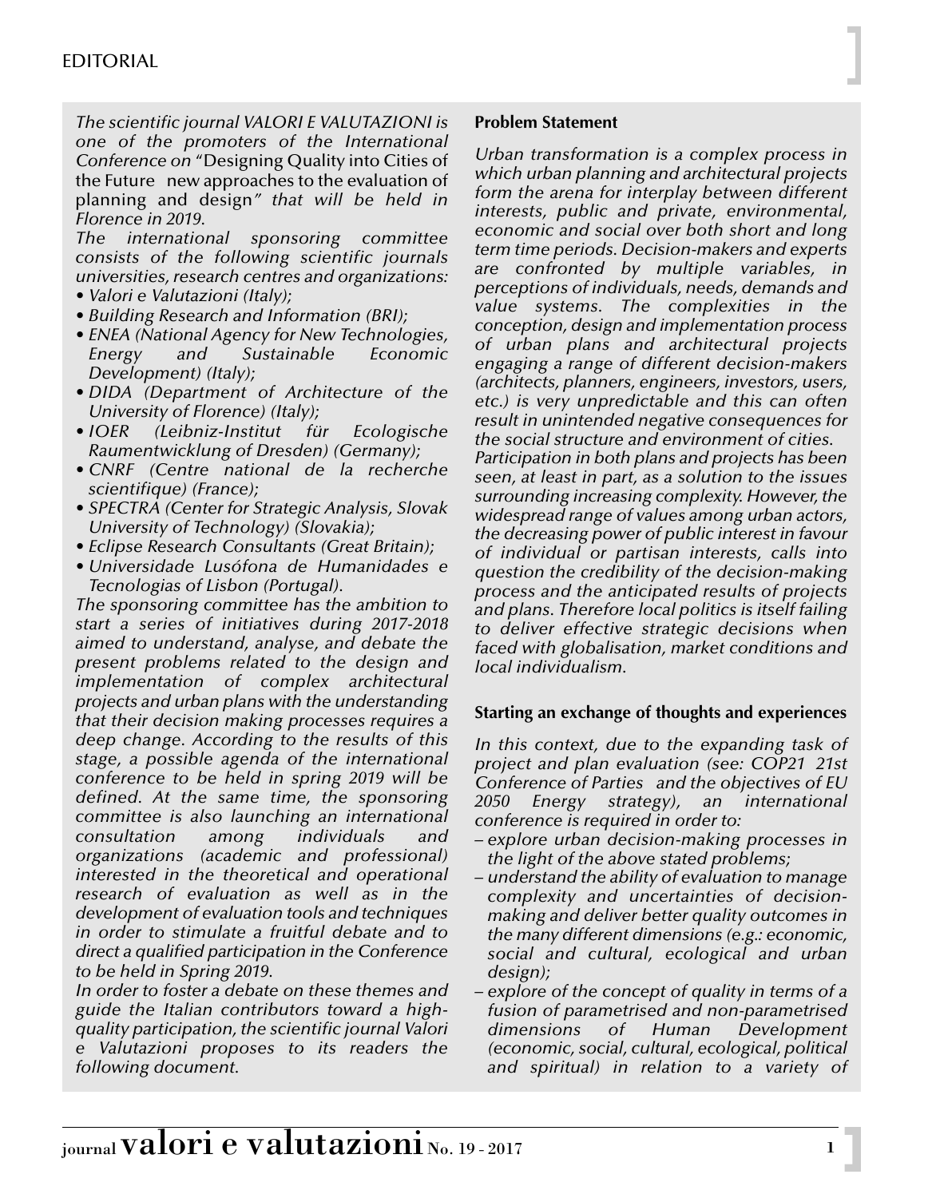# EDITORIAL

*The scientific journal VALORI E VALUTAZIONI is one of the promoters of the International Conference on* "Designing Quality into Cities of the Future new approaches to the evaluation of planning and design*" that will be held in Florence in 2019.*

*The international sponsoring committee consists of the following scientific journals universities, research centres and organizations:*

- *Valori e Valutazioni (Italy);*
- *Building Research and Information (BRI);*
- *ENEA (National Agency for New Technologies, Energy and Sustainable Economic Development) (Italy);*
- *DIDA (Department of Architecture of the University of Florence) (Italy);*
- *IOER (Leibniz-Institut für Ecologische Raumentwicklung of Dresden) (Germany);*
- *CNRF (Centre national de la recherche scientifique) (France);*
- *SPECTRA (Center for Strategic Analysis, Slovak University of Technology) (Slovakia);*
- *Eclipse Research Consultants (Great Britain);*
- *Universidade Lusófona de Humanidades e Tecnologias of Lisbon (Portugal).*

*The sponsoring committee has the ambition to start a series of initiatives during 2017-2018 aimed to understand, analyse, and debate the present problems related to the design and implementation of complex architectural projects and urban plans with the understanding that their decision making processes requires a deep change. According to the results of this stage, a possible agenda of the international conference to be held in spring 2019 will be defined. At the same time, the sponsoring committee is also launching an international consultation among individuals and organizations (academic and professional) interested in the theoretical and operational research of evaluation as well as in the development of evaluation tools and techniques in order to stimulate a fruitful debate and to direct a qualified participation in the Conference to be held in Spring 2019.*

*In order to foster a debate on these themes and guide the Italian contributors toward a high-quality participation, the scientific journal Valori e Valutazioni proposes to its readers the following document.*

## Problem Statement

*Urban transformation is a complex process in which urban planning and architectural projects form the arena for interplay between different interests, public and private, environmental, economic and social over both short and long term time periods. Decision-makers and experts are confronted by multiple variables, in perceptions of individuals, needs, demands and value systems. The complexities in the conception, design and implementation process of urban plans and architectural projects engaging a range of different decision-makers (architects, planners, engineers, investors, users, etc.) is very unpredictable and this can often result in unintended negative consequences for the social structure and environment of cities.*

*Participation in both plans and projects has been seen, at least in part, as a solution to the issues surrounding increasing complexity. However, the widespread range of values among urban actors, the decreasing power of public interest in favour of individual or partisan interests, calls into question the credibility of the decision-making process and the anticipated results of projects and plans. Therefore local politics is itself failing to deliver effective strategic decisions when faced with globalisation, market conditions and local individualism.*

## Starting an exchange of thoughts and experiences

*In this context, due to the expanding task of project and plan evaluation (see: COP21 21st Conference of Parties and the objectives of EU 2050 Energy strategy), an international conference is required in order to:*

- *explore urban decision-making processes in the light of the above stated problems;*
- *understand the ability of evaluation to manage complexity and uncertainties of decision-making and deliver better quality outcomes in the many different dimensions (e.g.: economic, social and cultural, ecological and urban design);*
- *explore of the concept of quality in terms of a fusion of parametrised and non-parametrised dimensions of Human Development (economic, social, cultural, ecological, political and spiritual) in relation to a variety of*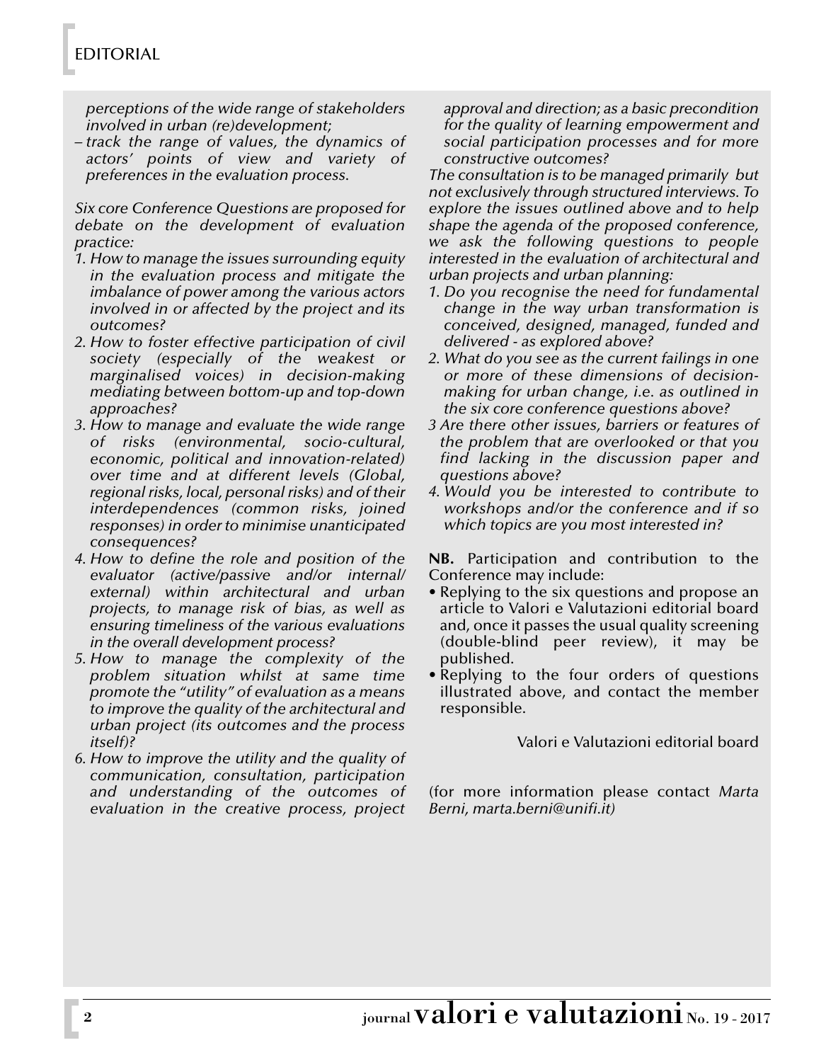*perceptions of the wide range of stakeholders involved in urban (re)development;*

– *track the range of values, the dynamics of actors' points of view and variety of preferences in the evaluation process.*

*Six core Conference Questions are proposed for debate on the development of evaluation practice:*

1. *How to manage the issues surrounding equity in the evaluation process and mitigate the imbalance of power among the various actors involved in or affected by the project and its outcomes?*
2. *How to foster effective participation of civil society (especially of the weakest or marginalised voices) in decision-making mediating between bottom-up and top-down approaches?*
3. *How to manage and evaluate the wide range of risks (environmental, socio-cultural, economic, political and innovation-related) over time and at different levels (Global, regional risks, local, personal risks) and of their interdependences (common risks, joined responses) in order to minimise unanticipated consequences?*
4. *How to define the role and position of the evaluator (active/passive and/or internal/external) within architectural and urban projects, to manage risk of bias, as well as ensuring timeliness of the various evaluations in the overall development process?*
5. *How to manage the complexity of the problem situation whilst at same time promote the "utility" of evaluation as a means to improve the quality of the architectural and urban project (its outcomes and the process itself)?*
6. *How to improve the utility and the quality of communication, consultation, participation and understanding of the outcomes of evaluation in the creative process, project approval and direction; as a basic precondition for the quality of learning empowerment and social participation processes and for more constructive outcomes?*

*The consultation is to be managed primarily but not exclusively through structured interviews. To explore the issues outlined above and to help shape the agenda of the proposed conference, we ask the following questions to people interested in the evaluation of architectural and urban projects and urban planning:*

1. *Do you recognise the need for fundamental change in the way urban transformation is conceived, designed, managed, funded and delivered - as explored above?*
2. *What do you see as the current failings in one or more of these dimensions of decision-making for urban change, i.e. as outlined in the six core conference questions above?*
3. *Are there other issues, barriers or features of the problem that are overlooked or that you find lacking in the discussion paper and questions above?*
4. *Would you be interested to contribute to workshops and/or the conference and if so which topics are you most interested in?*

**NB.** Participation and contribution to the Conference may include:

- Replying to the six questions and propose an article to Valori e Valutazioni editorial board and, once it passes the usual quality screening (double-blind peer review), it may be published.
- Replying to the four orders of questions illustrated above, and contact the member responsible.

Valori e Valutazioni editorial board

(for more information please contact *Marta Berni, marta.berni@unifi.it)*